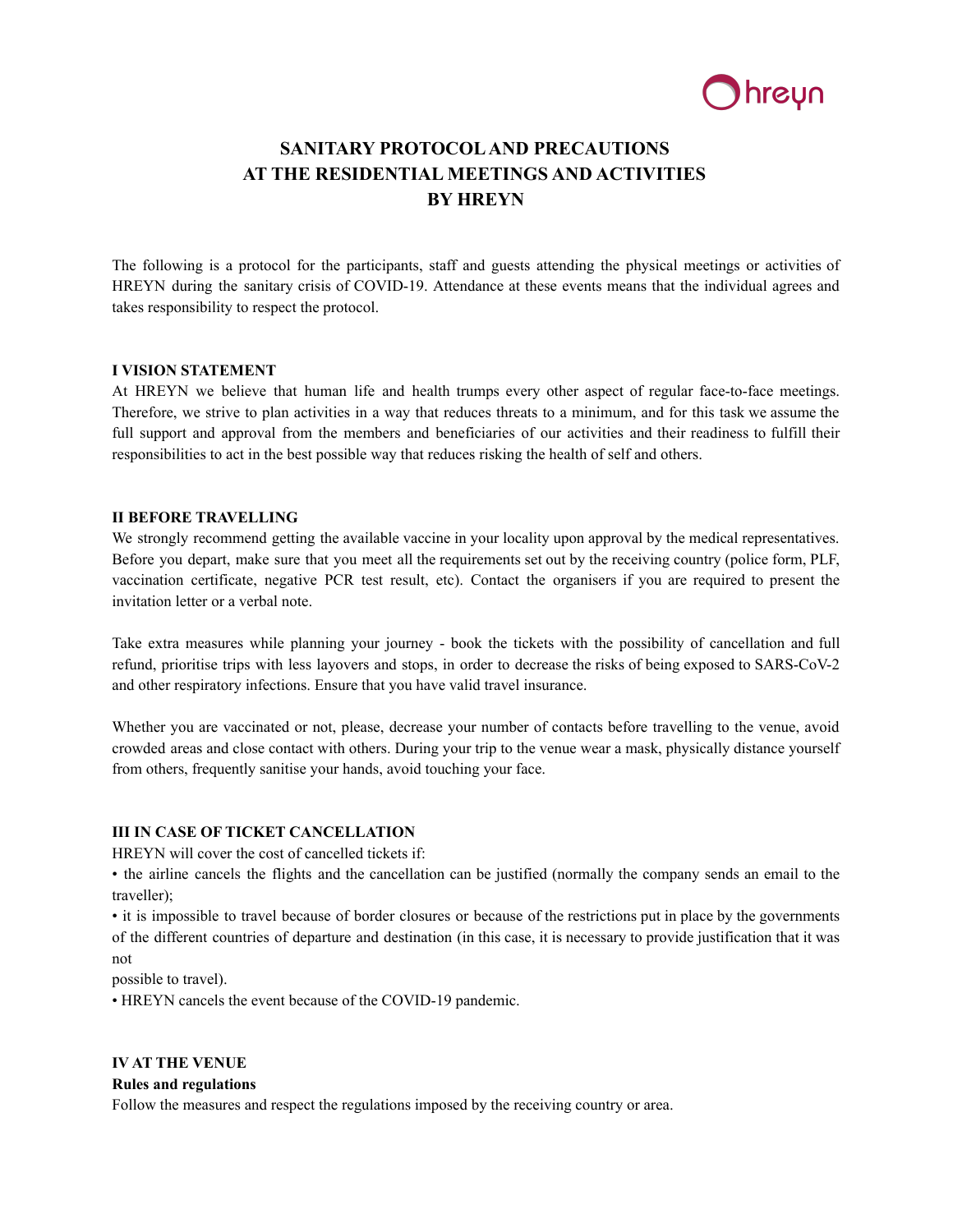# SANITARY PROTOCOL AND PRECAUTIONS AT THE RESIDENTIAL MEETINGS AND ACTIVITIES BY HREYN

The following is a protocol for the participants, staff and guests attending the physical meetings or activities of HREYN during the sanitary crisis of COVID-19. Attendance at these events means that the individual agrees and takes responsibility to respect the protocol.

## I VISION STATEMENT

At HREYN we believe that human life and health trumps every other aspect of regular face-to-face meetings. Therefore, we strive to plan activities in a way that reduces threats to a minimum, and for this task we assume the full support and approval from the members and beneficiaries of our activities and their readiness to fulfill their responsibilities to act in the best possible way that reduces risking the health of self and others.

## II BEFORE TRAVELLING

We strongly recommend getting the available vaccine in your locality upon approval by the medical representatives. Before you depart, make sure that you meet all the requirements set out by the receiving country (police form, PLF, vaccination certificate, negative PCR test result, etc). Contact the organisers if you are required to present the invitation letter or a verbal note.

Take extra measures while planning your journey - book the tickets with the possibility of cancellation and full refund, prioritise trips with less layovers and stops, in order to decrease the risks of being exposed to SARS-CoV-2 and other respiratory infections. Ensure that you have valid travel insurance.

Whether you are vaccinated or not, please, decrease your number of contacts before travelling to the venue, avoid crowded areas and close contact with others. During your trip to the venue wear a mask, physically distance yourself from others, frequently sanitise your hands, avoid touching your face.

## III IN CASE OF TICKET CANCELLATION

HREYN will cover the cost of cancelled tickets if:

- the airline cancels the flights and the cancellation can be justified (normally the company sends an email to the traveller);
- it is impossible to travel because of border closures or because of the restrictions put in place by the governments of the different countries of departure and destination (in this case, it is necessary to provide justification that it was not possible to travel).
- HREYN cancels the event because of the COVID-19 pandemic.

## IV AT THE VENUE

**Rules and regulations**

Follow the measures and respect the regulations imposed by the receiving country or area.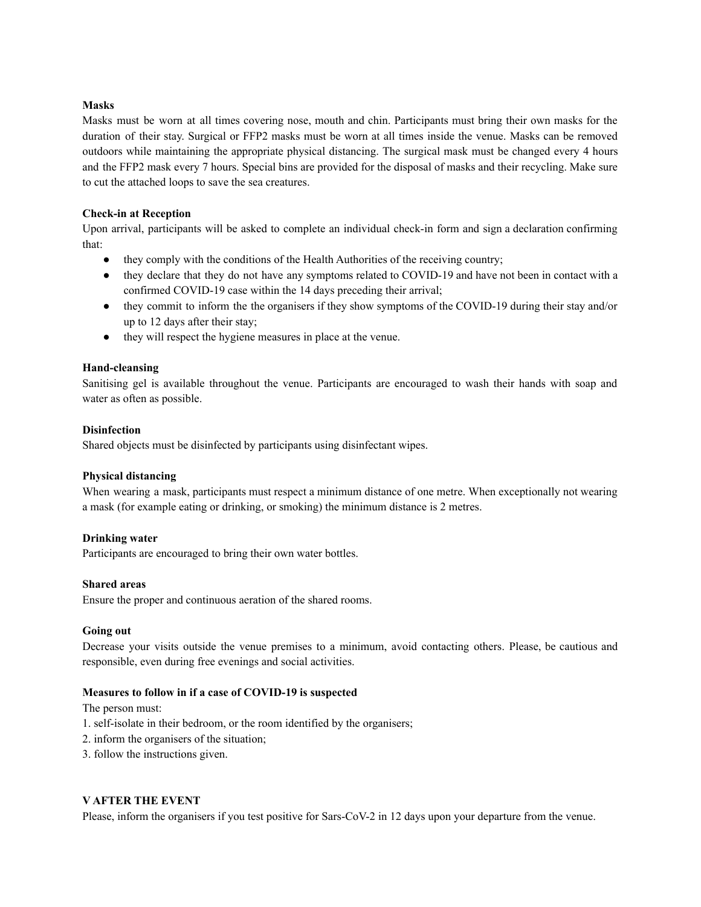**Masks**

Masks must be worn at all times covering nose, mouth and chin. Participants must bring their own masks for the duration of their stay. Surgical or FFP2 masks must be worn at all times inside the venue. Masks can be removed outdoors while maintaining the appropriate physical distancing. The surgical mask must be changed every 4 hours and the FFP2 mask every 7 hours. Special bins are provided for the disposal of masks and their recycling. Make sure to cut the attached loops to save the sea creatures.

**Check-in at Reception**

Upon arrival, participants will be asked to complete an individual check-in form and sign a declaration confirming that:

- they comply with the conditions of the Health Authorities of the receiving country;
- they declare that they do not have any symptoms related to COVID-19 and have not been in contact with a confirmed COVID-19 case within the 14 days preceding their arrival;
- they commit to inform the the organisers if they show symptoms of the COVID-19 during their stay and/or up to 12 days after their stay;
- they will respect the hygiene measures in place at the venue.

**Hand-cleansing**

Sanitising gel is available throughout the venue. Participants are encouraged to wash their hands with soap and water as often as possible.

**Disinfection**

Shared objects must be disinfected by participants using disinfectant wipes.

**Physical distancing**

When wearing a mask, participants must respect a minimum distance of one metre. When exceptionally not wearing a mask (for example eating or drinking, or smoking) the minimum distance is 2 metres.

**Drinking water**

Participants are encouraged to bring their own water bottles.

**Shared areas**

Ensure the proper and continuous aeration of the shared rooms.

**Going out**

Decrease your visits outside the venue premises to a minimum, avoid contacting others. Please, be cautious and responsible, even during free evenings and social activities.

**Measures to follow in if a case of COVID-19 is suspected**

The person must:

1. self-isolate in their bedroom, or the room identified by the organisers;
2. inform the organisers of the situation;
3. follow the instructions given.

**V AFTER THE EVENT**

Please, inform the organisers if you test positive for Sars-CoV-2 in 12 days upon your departure from the venue.